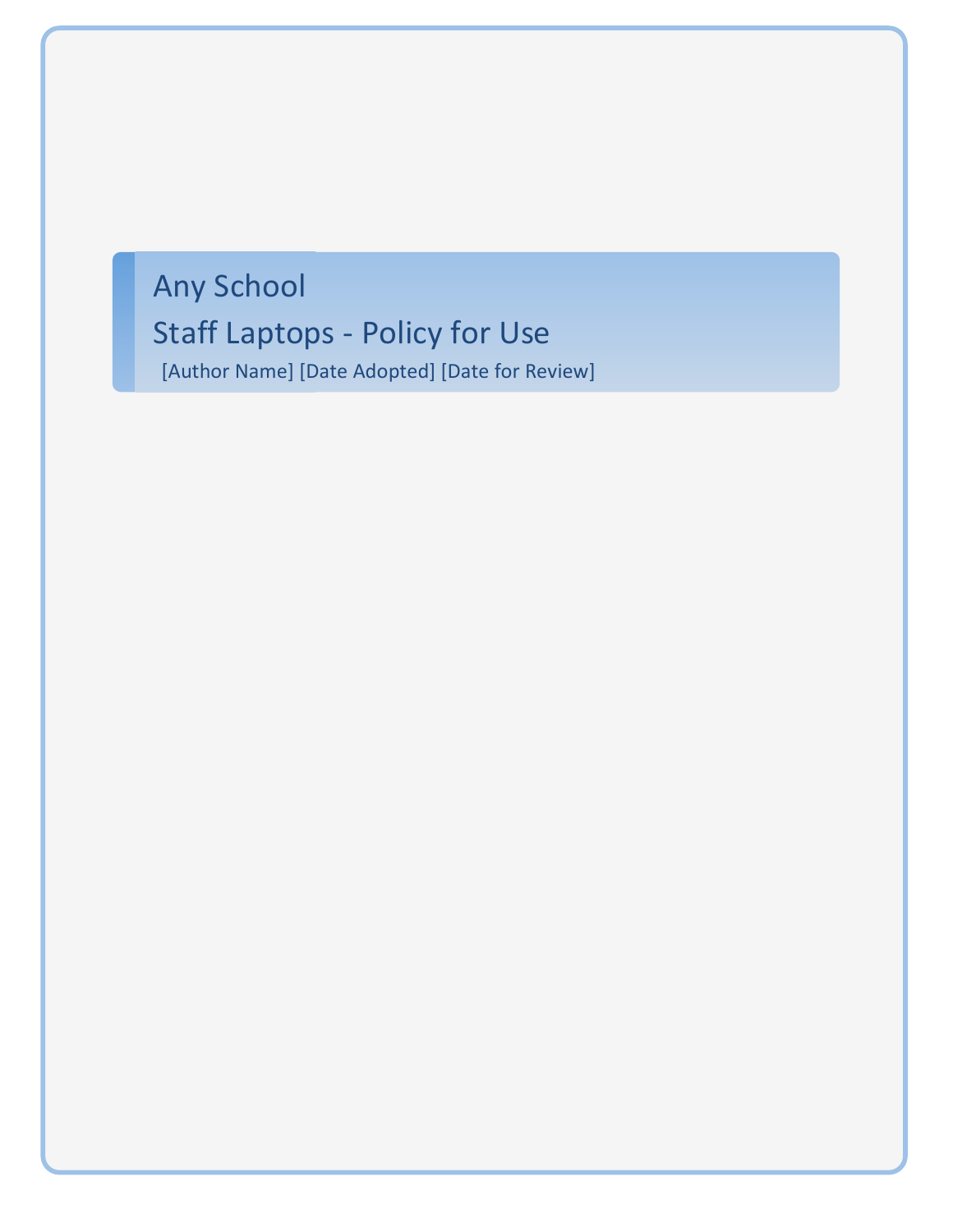# Any School

# Staff Laptops - Policy for Use

[Author Name] [Date Adopted] [Date for Review]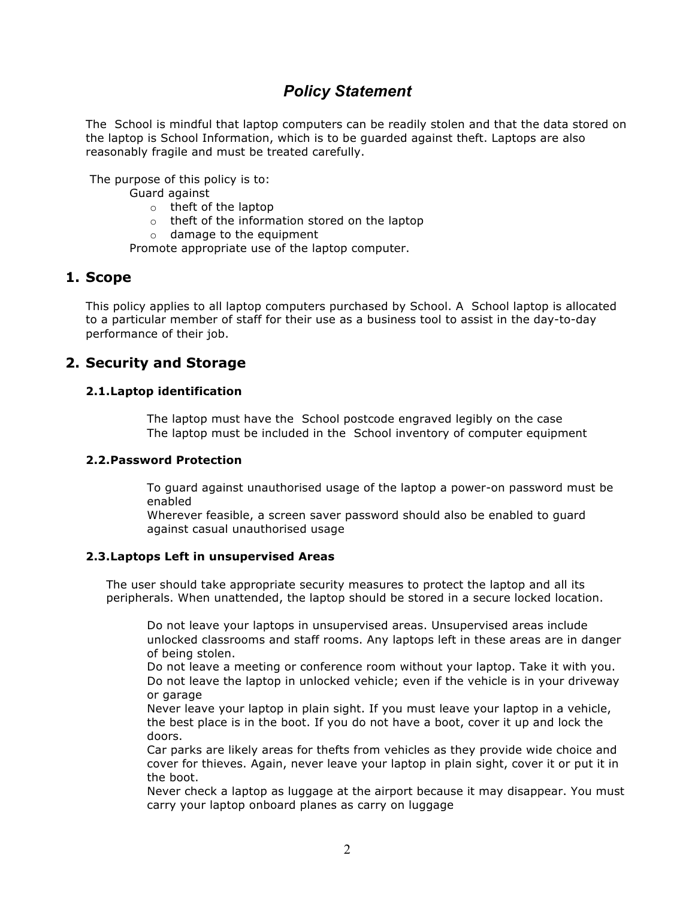## *Policy Statement*

The School is mindful that laptop computers can be readily stolen and that the data stored on the laptop is School Information, which is to be guarded against theft. Laptops are also reasonably fragile and must be treated carefully.

The purpose of this policy is to:

Guard against

- theft of the laptop
- theft of the information stored on the laptop
- damage to the equipment

Promote appropriate use of the laptop computer.

## 1. Scope

This policy applies to all laptop computers purchased by School. A School laptop is allocated to a particular member of staff for their use as a business tool to assist in the day-to-day performance of their job.

## 2. Security and Storage

### 2.1. Laptop identification

The laptop must have the School postcode engraved legibly on the case
The laptop must be included in the School inventory of computer equipment

### 2.2. Password Protection

To guard against unauthorised usage of the laptop a power-on password must be enabled
Wherever feasible, a screen saver password should also be enabled to guard against casual unauthorised usage

### 2.3. Laptops Left in unsupervised Areas

The user should take appropriate security measures to protect the laptop and all its peripherals. When unattended, the laptop should be stored in a secure locked location.

Do not leave your laptops in unsupervised areas. Unsupervised areas include unlocked classrooms and staff rooms. Any laptops left in these areas are in danger of being stolen.
Do not leave a meeting or conference room without your laptop. Take it with you.
Do not leave the laptop in unlocked vehicle; even if the vehicle is in your driveway or garage
Never leave your laptop in plain sight. If you must leave your laptop in a vehicle, the best place is in the boot. If you do not have a boot, cover it up and lock the doors.
Car parks are likely areas for thefts from vehicles as they provide wide choice and cover for thieves. Again, never leave your laptop in plain sight, cover it or put it in the boot.
Never check a laptop as luggage at the airport because it may disappear. You must carry your laptop onboard planes as carry on luggage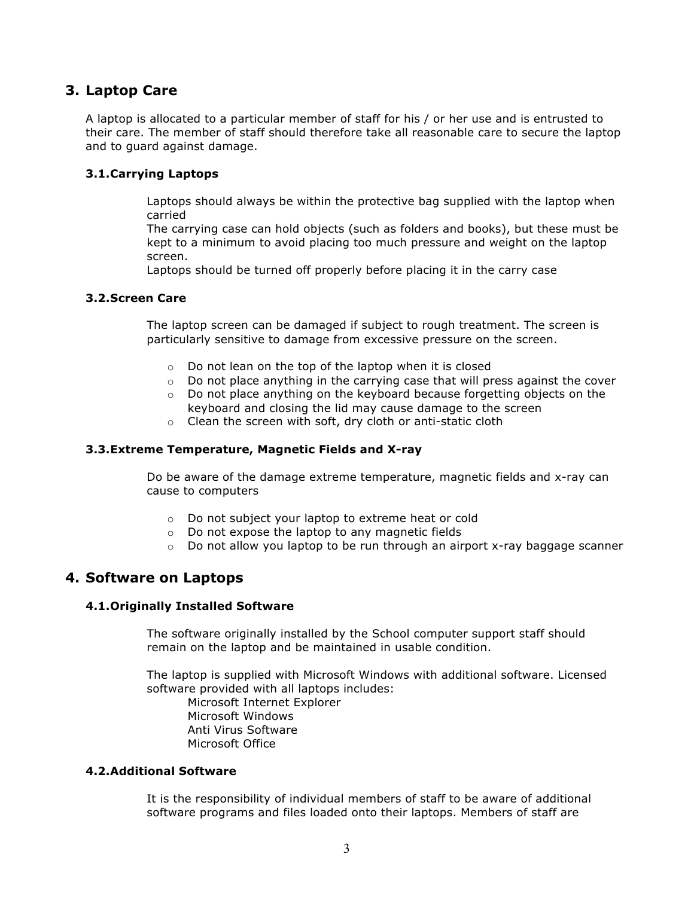## 3. Laptop Care

A laptop is allocated to a particular member of staff for his / or her use and is entrusted to their care. The member of staff should therefore take all reasonable care to secure the laptop and to guard against damage.

### 3.1. Carrying Laptops

Laptops should always be within the protective bag supplied with the laptop when carried

The carrying case can hold objects (such as folders and books), but these must be kept to a minimum to avoid placing too much pressure and weight on the laptop screen.

Laptops should be turned off properly before placing it in the carry case

### 3.2. Screen Care

The laptop screen can be damaged if subject to rough treatment. The screen is particularly sensitive to damage from excessive pressure on the screen.

- Do not lean on the top of the laptop when it is closed
- Do not place anything in the carrying case that will press against the cover
- Do not place anything on the keyboard because forgetting objects on the keyboard and closing the lid may cause damage to the screen
- Clean the screen with soft, dry cloth or anti-static cloth

### 3.3. Extreme Temperature, Magnetic Fields and X-ray

Do be aware of the damage extreme temperature, magnetic fields and x-ray can cause to computers

- Do not subject your laptop to extreme heat or cold
- Do not expose the laptop to any magnetic fields
- Do not allow you laptop to be run through an airport x-ray baggage scanner

## 4. Software on Laptops

### 4.1. Originally Installed Software

The software originally installed by the School computer support staff should remain on the laptop and be maintained in usable condition.

The laptop is supplied with Microsoft Windows with additional software. Licensed software provided with all laptops includes:

Microsoft Internet Explorer
Microsoft Windows
Anti Virus Software
Microsoft Office

### 4.2. Additional Software

It is the responsibility of individual members of staff to be aware of additional software programs and files loaded onto their laptops. Members of staff are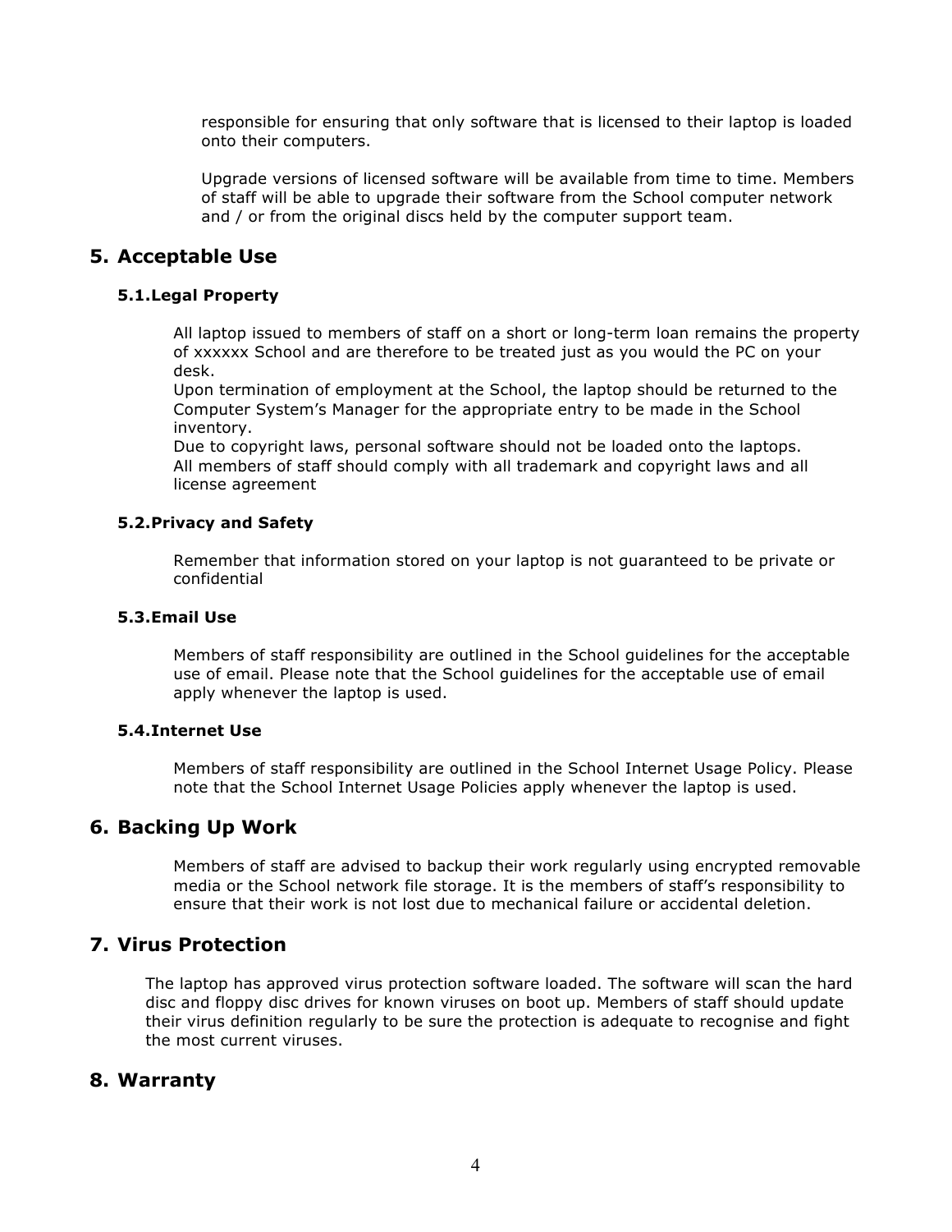responsible for ensuring that only software that is licensed to their laptop is loaded onto their computers.

Upgrade versions of licensed software will be available from time to time. Members of staff will be able to upgrade their software from the School computer network and / or from the original discs held by the computer support team.

## 5. Acceptable Use

### 5.1. Legal Property

All laptop issued to members of staff on a short or long-term loan remains the property of xxxxxx School and are therefore to be treated just as you would the PC on your desk.
Upon termination of employment at the School, the laptop should be returned to the Computer System's Manager for the appropriate entry to be made in the School inventory.
Due to copyright laws, personal software should not be loaded onto the laptops.
All members of staff should comply with all trademark and copyright laws and all license agreement

### 5.2. Privacy and Safety

Remember that information stored on your laptop is not guaranteed to be private or confidential

### 5.3. Email Use

Members of staff responsibility are outlined in the School guidelines for the acceptable use of email. Please note that the School guidelines for the acceptable use of email apply whenever the laptop is used.

### 5.4. Internet Use

Members of staff responsibility are outlined in the School Internet Usage Policy. Please note that the School Internet Usage Policies apply whenever the laptop is used.

## 6. Backing Up Work

Members of staff are advised to backup their work regularly using encrypted removable media or the School network file storage. It is the members of staff's responsibility to ensure that their work is not lost due to mechanical failure or accidental deletion.

## 7. Virus Protection

The laptop has approved virus protection software loaded. The software will scan the hard disc and floppy disc drives for known viruses on boot up. Members of staff should update their virus definition regularly to be sure the protection is adequate to recognise and fight the most current viruses.

## 8. Warranty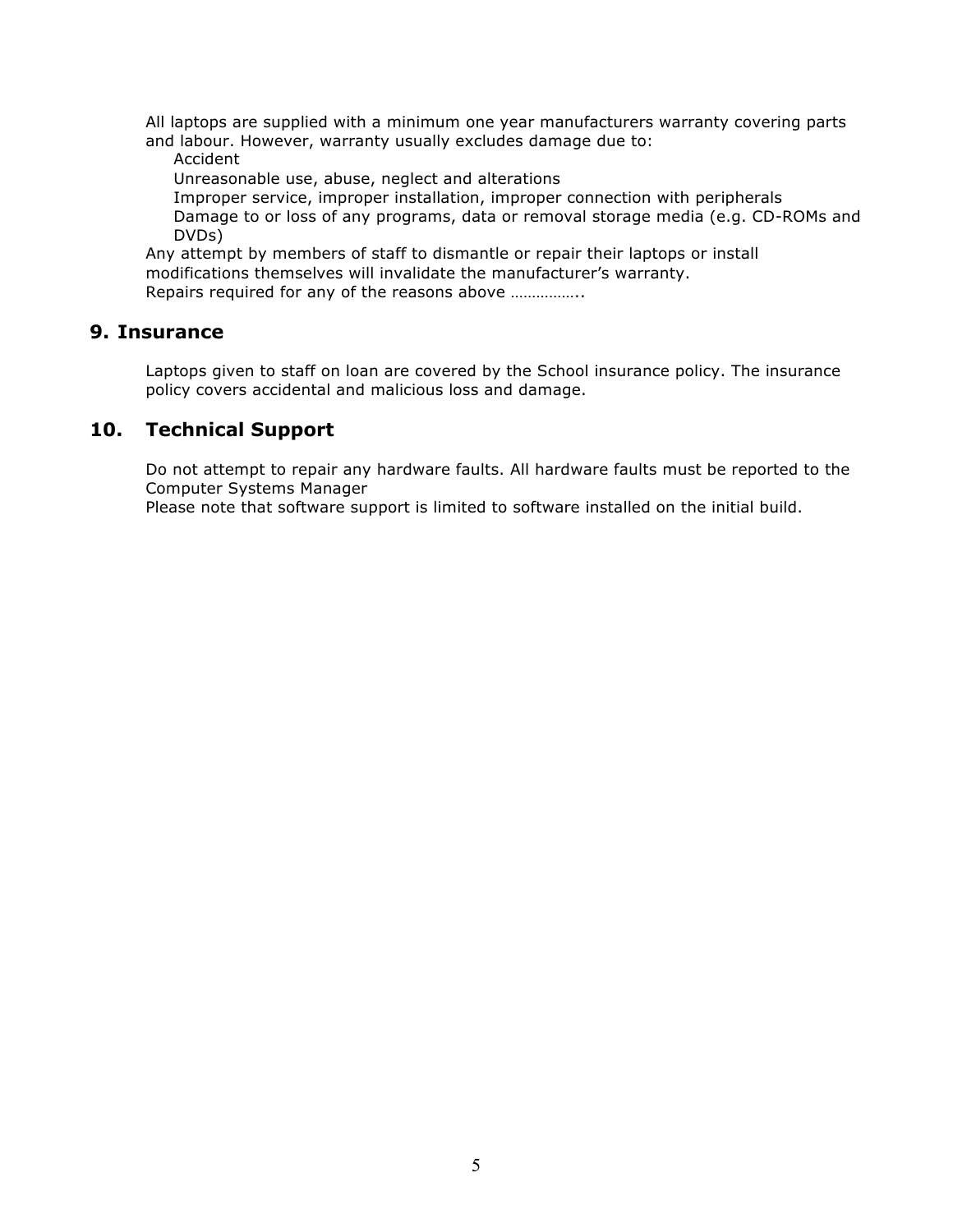All laptops are supplied with a minimum one year manufacturers warranty covering parts and labour. However, warranty usually excludes damage due to:

- Accident
- Unreasonable use, abuse, neglect and alterations
- Improper service, improper installation, improper connection with peripherals
- Damage to or loss of any programs, data or removal storage media (e.g. CD-ROMs and DVDs)

Any attempt by members of staff to dismantle or repair their laptops or install modifications themselves will invalidate the manufacturer's warranty.
Repairs required for any of the reasons above ……………..

## 9. Insurance

Laptops given to staff on loan are covered by the School insurance policy. The insurance policy covers accidental and malicious loss and damage.

## 10. Technical Support

Do not attempt to repair any hardware faults. All hardware faults must be reported to the Computer Systems Manager
Please note that software support is limited to software installed on the initial build.